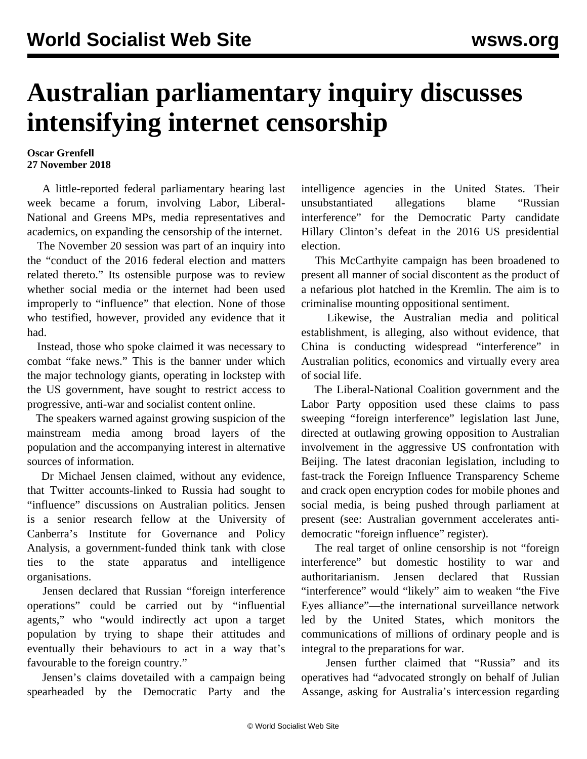# Australian parliamentary inquiry discusses intensifying internet censorship

**Oscar Grenfell**
**27 November 2018**

A little-reported federal parliamentary hearing last week became a forum, involving Labor, Liberal-National and Greens MPs, media representatives and academics, on expanding the censorship of the internet.

The November 20 session was part of an inquiry into the "conduct of the 2016 federal election and matters related thereto." Its ostensible purpose was to review whether social media or the internet had been used improperly to "influence" that election. None of those who testified, however, provided any evidence that it had.

Instead, those who spoke claimed it was necessary to combat "fake news." This is the banner under which the major technology giants, operating in lockstep with the US government, have sought to restrict access to progressive, anti-war and socialist content online.

The speakers warned against growing suspicion of the mainstream media among broad layers of the population and the accompanying interest in alternative sources of information.

Dr Michael Jensen claimed, without any evidence, that Twitter accounts-linked to Russia had sought to "influence" discussions on Australian politics. Jensen is a senior research fellow at the University of Canberra's Institute for Governance and Policy Analysis, a government-funded think tank with close ties to the state apparatus and intelligence organisations.

Jensen declared that Russian "foreign interference operations" could be carried out by "influential agents," who "would indirectly act upon a target population by trying to shape their attitudes and eventually their behaviours to act in a way that's favourable to the foreign country."

Jensen's claims dovetailed with a campaign being spearheaded by the Democratic Party and the intelligence agencies in the United States. Their unsubstantiated allegations blame "Russian interference" for the Democratic Party candidate Hillary Clinton's defeat in the 2016 US presidential election.

This McCarthyite campaign has been broadened to present all manner of social discontent as the product of a nefarious plot hatched in the Kremlin. The aim is to criminalise mounting oppositional sentiment.

Likewise, the Australian media and political establishment, is alleging, also without evidence, that China is conducting widespread "interference" in Australian politics, economics and virtually every area of social life.

The Liberal-National Coalition government and the Labor Party opposition used these claims to pass sweeping "foreign interference" legislation last June, directed at outlawing growing opposition to Australian involvement in the aggressive US confrontation with Beijing. The latest draconian legislation, including to fast-track the Foreign Influence Transparency Scheme and crack open encryption codes for mobile phones and social media, is being pushed through parliament at present (see: Australian government accelerates anti-democratic "foreign influence" register).

The real target of online censorship is not "foreign interference" but domestic hostility to war and authoritarianism. Jensen declared that Russian "interference" would "likely" aim to weaken "the Five Eyes alliance"—the international surveillance network led by the United States, which monitors the communications of millions of ordinary people and is integral to the preparations for war.

Jensen further claimed that "Russia" and its operatives had "advocated strongly on behalf of Julian Assange, asking for Australia's intercession regarding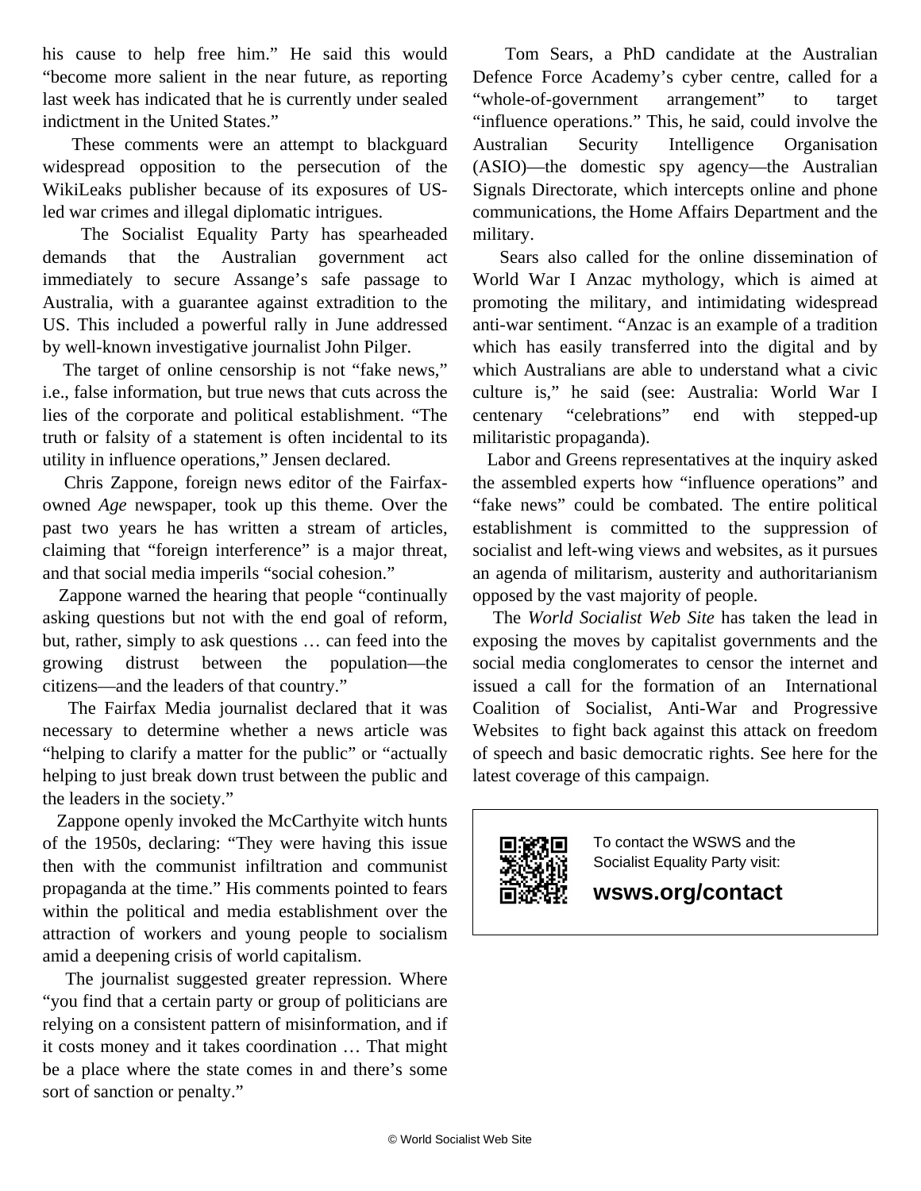his cause to help free him." He said this would "become more salient in the near future, as reporting last week has indicated that he is currently under sealed indictment in the United States."

These comments were an attempt to blackguard widespread opposition to the persecution of the WikiLeaks publisher because of its exposures of US-led war crimes and illegal diplomatic intrigues.

The Socialist Equality Party has spearheaded demands that the Australian government act immediately to secure Assange's safe passage to Australia, with a guarantee against extradition to the US. This included a powerful rally in June addressed by well-known investigative journalist John Pilger.

The target of online censorship is not "fake news," i.e., false information, but true news that cuts across the lies of the corporate and political establishment. "The truth or falsity of a statement is often incidental to its utility in influence operations," Jensen declared.

Chris Zappone, foreign news editor of the Fairfax-owned *Age* newspaper, took up this theme. Over the past two years he has written a stream of articles, claiming that "foreign interference" is a major threat, and that social media imperils "social cohesion."

Zappone warned the hearing that people "continually asking questions but not with the end goal of reform, but, rather, simply to ask questions … can feed into the growing distrust between the population—the citizens—and the leaders of that country."

The Fairfax Media journalist declared that it was necessary to determine whether a news article was "helping to clarify a matter for the public" or "actually helping to just break down trust between the public and the leaders in the society."

Zappone openly invoked the McCarthyite witch hunts of the 1950s, declaring: "They were having this issue then with the communist infiltration and communist propaganda at the time." His comments pointed to fears within the political and media establishment over the attraction of workers and young people to socialism amid a deepening crisis of world capitalism.

The journalist suggested greater repression. Where "you find that a certain party or group of politicians are relying on a consistent pattern of misinformation, and if it costs money and it takes coordination … That might be a place where the state comes in and there's some sort of sanction or penalty."

Tom Sears, a PhD candidate at the Australian Defence Force Academy's cyber centre, called for a "whole-of-government arrangement" to target "influence operations." This, he said, could involve the Australian Security Intelligence Organisation (ASIO)—the domestic spy agency—the Australian Signals Directorate, which intercepts online and phone communications, the Home Affairs Department and the military.

Sears also called for the online dissemination of World War I Anzac mythology, which is aimed at promoting the military, and intimidating widespread anti-war sentiment. "Anzac is an example of a tradition which has easily transferred into the digital and by which Australians are able to understand what a civic culture is," he said (see: Australia: World War I centenary "celebrations" end with stepped-up militaristic propaganda).

Labor and Greens representatives at the inquiry asked the assembled experts how "influence operations" and "fake news" could be combated. The entire political establishment is committed to the suppression of socialist and left-wing views and websites, as it pursues an agenda of militarism, austerity and authoritarianism opposed by the vast majority of people.

The *World Socialist Web Site* has taken the lead in exposing the moves by capitalist governments and the social media conglomerates to censor the internet and issued a call for the formation of an International Coalition of Socialist, Anti-War and Progressive Websites to fight back against this attack on freedom of speech and basic democratic rights. See here for the latest coverage of this campaign.

To contact the WSWS and the Socialist Equality Party visit:

**wsws.org/contact**